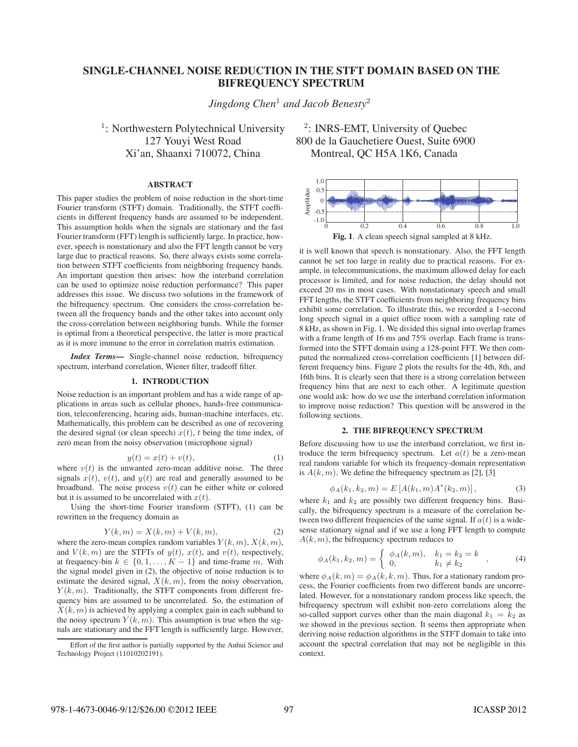# SINGLE-CHANNEL NOISE REDUCTION IN THE STFT DOMAIN BASED ON THE BIFREQUENCY SPECTRUM

*Jingdong Chen*[1] *and Jacob Benesty*[2]

[1]: Northwestern Polytechnical University
127 Youyi West Road
Xi'an, Shaanxi 710072, China

[2]: INRS-EMT, University of Quebec
800 de la Gauchetiere Ouest, Suite 6900
Montreal, QC H5A 1K6, Canada

## ABSTRACT

This paper studies the problem of noise reduction in the short-time Fourier transform (STFT) domain. Traditionally, the STFT coefficients in different frequency bands are assumed to be independent. This assumption holds when the signals are stationary and the fast Fourier transform (FFT) length is sufficiently large. In practice, however, speech is nonstationary and also the FFT length cannot be very large due to practical reasons. So, there always exists some correlation between STFT coefficients from neighboring frequency bands. An important question then arises: how the interband correlation can be used to optimize noise reduction performance? This paper addresses this issue. We discuss two solutions in the framework of the bifrequency spectrum. One considers the cross-correlation between all the frequency bands and the other takes into account only the cross-correlation between neighboring bands. While the former is optimal from a theoretical perspective, the latter is more practical as it is more immune to the error in correlation matrix estimation.

***Index Terms***— Single-channel noise reduction, bifrequency spectrum, interband correlation, Wiener filter, tradeoff filter.

## 1. INTRODUCTION

Noise reduction is an important problem and has a wide range of applications in areas such as cellular phones, hands-free communication, teleconferencing, hearing aids, human-machine interfaces, etc. Mathematically, this problem can be described as one of recovering the desired signal (or clean speech) $x(t)$, $t$ being the time index, of zero mean from the noisy observation (microphone signal)

$$y(t) = x(t) + v(t), \tag{1}$$

where $v(t)$ is the unwanted zero-mean additive noise. The three signals $x(t)$, $v(t)$, and $y(t)$ are real and generally assumed to be broadband. The noise process $v(t)$ can be either white or colored but it is assumed to be uncorrelated with $x(t)$.

Using the short-time Fourier transform (STFT), (1) can be rewritten in the frequency domain as

$$Y(k, m) = X(k, m) + V(k, m), \tag{2}$$

where the zero-mean complex random variables $Y(k, m)$, $X(k, m)$, and $V(k, m)$ are the STFTs of $y(t)$, $x(t)$, and $v(t)$, respectively, at frequency-bin $k \in \{0, 1, \ldots, K-1\}$ and time-frame $m$. With the signal model given in (2), the objective of noise reduction is to estimate the desired signal, $X(k, m)$, from the noisy observation, $Y(k, m)$. Traditionally, the STFT components from different frequency bins are assumed to be uncorrelated. So, the estimation of $X(k, m)$ is achieved by applying a complex gain in each subband to the noisy spectrum $Y(k, m)$. This assumption is true when the signals are stationary and the FFT length is sufficiently large. However, it is well known that speech is nonstationary. Also, the FFT length cannot be set too large in reality due to practical reasons. For example, in telecommunications, the maximum allowed delay for each processor is limited, and for noise reduction, the delay should not exceed 20 ms in most cases. With nonstationary speech and small FFT lengths, the STFT coefficients from neighboring frequency bins exhibit some correlation. To illustrate this, we recorded a 1-second long speech signal in a quiet office room with a sampling rate of 8 kHz, as shown in Fig. 1. We divided this signal into overlap frames with a frame length of 16 ms and 75% overlap. Each frame is transformed into the STFT domain using a 128-point FFT. We then computed the normalized cross-correlation coefficients [1] between different frequency bins. Figure 2 plots the results for the 4th, 8th, and 16th bins. It is clearly seen that there is a strong correlation between frequency bins that are next to each other. A legitimate question one would ask: how do we use the interband correlation information to improve noise reduction? This question will be answered in the following sections.

Amplitude
1.0
0.5
0
-0.5
-1.0
0 0.2 0.4 0.6 0.8 1.0

**Fig. 1**. A clean speech signal sampled at 8 kHz.

## 2. THE BIFREQUENCY SPECTRUM

Before discussing how to use the interband correlation, we first introduce the term bifrequency spectrum. Let $a(t)$ be a zero-mean real random variable for which its frequency-domain representation is $A(k, m)$. We define the bifrequency spectrum as [2], [3]

$$\phi_A(k_1, k_2, m) = E\left[A(k_1, m)A^*(k_2, m)\right], \tag{3}$$

where $k_1$ and $k_2$ are possibly two different frequency bins. Basically, the bifrequency spectrum is a measure of the correlation between two different frequencies of the same signal. If $a(t)$ is a wide-sense stationary signal and if we use a long FFT length to compute $A(k, m)$, the bifrequency spectrum reduces to

$$\phi_A(k_1, k_2, m) = \begin{cases} \phi_A(k, m), & k_1 = k_2 = k \\ 0, & k_1 \neq k_2 \end{cases}, \tag{4}$$

where $\phi_A(k, m) = \phi_A(k, k, m)$. Thus, for a stationary random process, the Fourier coefficients from two different bands are uncorrelated. However, for a nonstationary random process like speech, the bifrequency spectrum will exhibit non-zero correlations along the so-called support curves other than the main diagonal $k_1 = k_2$ as we showed in the previous section. It seems then appropriate when deriving noise reduction algorithms in the STFT domain to take into account the spectral correlation that may not be negligible in this context.

Effort of the first author is partially supported by the Anhui Science and Technology Project (11010202191).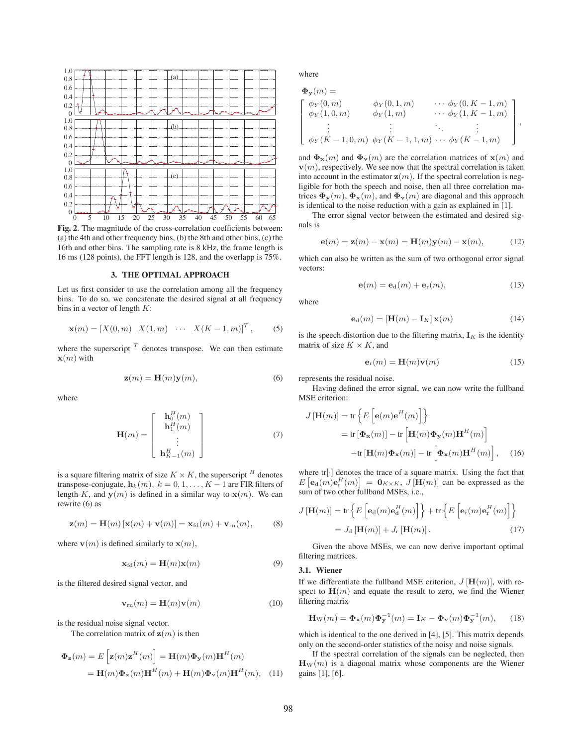**Fig. 2**. The magnitude of the cross-correlation coefficients between: (a) the 4th and other frequency bins, (b) the 8th and other bins, (c) the 16th and other bins. The sampling rate is 8 kHz, the frame length is 16 ms (128 points), the FFT length is 128, and the overlapp is 75%.

## 3. THE OPTIMAL APPROACH

Let us first consider to use the correlation among all the frequency bins. To do so, we concatenate the desired signal at all frequency bins in a vector of length $K$:

$$\mathbf{x}(m) = \begin{bmatrix} X(0,m) & X(1,m) & \cdots & X(K-1,m) \end{bmatrix}^T, \tag{5}$$

where the superscript $^T$ denotes transpose. We can then estimate $\mathbf{x}(m)$ with

$$\mathbf{z}(m) = \mathbf{H}(m)\mathbf{y}(m), \tag{6}$$

where

$$\mathbf{H}(m) = \begin{bmatrix} \mathbf{h}_0^H(m) \\ \mathbf{h}_1^H(m) \\ \vdots \\ \mathbf{h}_{K-1}^H(m) \end{bmatrix} \tag{7}$$

is a square filtering matrix of size $K \times K$, the superscript $^H$ denotes transpose-conjugate, $\mathbf{h}_k(m),\ k = 0, 1, \ldots, K-1$ are FIR filters of length $K$, and $\mathbf{y}(m)$ is defined in a similar way to $\mathbf{x}(m)$. We can rewrite (6) as

$$\mathbf{z}(m) = \mathbf{H}(m)\left[\mathbf{x}(m) + \mathbf{v}(m)\right] = \mathbf{x}_{\rm fd}(m) + \mathbf{v}_{\rm rn}(m), \tag{8}$$

where $\mathbf{v}(m)$ is defined similarly to $\mathbf{x}(m)$,

$$\mathbf{x}_{\rm fd}(m) = \mathbf{H}(m)\mathbf{x}(m) \tag{9}$$

is the filtered desired signal vector, and

$$\mathbf{v}_{\rm rn}(m) = \mathbf{H}(m)\mathbf{v}(m) \tag{10}$$

is the residual noise signal vector.

The correlation matrix of $\mathbf{z}(m)$ is then

$$\begin{aligned}\mathbf{\Phi}_{\mathbf{z}}(m) &= E\left[\mathbf{z}(m)\mathbf{z}^H(m)\right] = \mathbf{H}(m)\mathbf{\Phi}_{\mathbf{y}}(m)\mathbf{H}^H(m) \\ &= \mathbf{H}(m)\mathbf{\Phi}_{\mathbf{x}}(m)\mathbf{H}^H(m) + \mathbf{H}(m)\mathbf{\Phi}_{\mathbf{v}}(m)\mathbf{H}^H(m), \end{aligned} \tag{11}$$

where

$$\mathbf{\Phi}_{\mathbf{y}}(m) = \begin{bmatrix} \phi_Y(0,m) & \phi_Y(0,1,m) & \cdots & \phi_Y(0,K-1,m) \\ \phi_Y(1,0,m) & \phi_Y(1,m) & \cdots & \phi_Y(1,K-1,m) \\ \vdots & \vdots & \ddots & \vdots \\ \phi_Y(K-1,0,m) & \phi_Y(K-1,1,m) & \cdots & \phi_Y(K-1,m) \end{bmatrix},$$

and $\mathbf{\Phi}_{\mathbf{x}}(m)$ and $\mathbf{\Phi}_{\mathbf{v}}(m)$ are the correlation matrices of $\mathbf{x}(m)$ and $\mathbf{v}(m)$, respectively. We see now that the spectral correlation is taken into account in the estimator $\mathbf{z}(m)$. If the spectral correlation is negligible for both the speech and noise, then all three correlation matrices $\mathbf{\Phi}_{\mathbf{y}}(m)$, $\mathbf{\Phi}_{\mathbf{x}}(m)$, and $\mathbf{\Phi}_{\mathbf{v}}(m)$ are diagonal and this approach is identical to the noise reduction with a gain as explained in [1].

The error signal vector between the estimated and desired signals is

$$\mathbf{e}(m) = \mathbf{z}(m) - \mathbf{x}(m) = \mathbf{H}(m)\mathbf{y}(m) - \mathbf{x}(m), \tag{12}$$

which can also be written as the sum of two orthogonal error signal vectors:

$$\mathbf{e}(m) = \mathbf{e}_{\rm d}(m) + \mathbf{e}_{\rm r}(m), \tag{13}$$

where

$$\mathbf{e}_{\rm d}(m) = \left[\mathbf{H}(m) - \mathbf{I}_K\right]\mathbf{x}(m) \tag{14}$$

is the speech distortion due to the filtering matrix, $\mathbf{I}_K$ is the identity matrix of size $K \times K$, and

$$\mathbf{e}_{\rm r}(m) = \mathbf{H}(m)\mathbf{v}(m) \tag{15}$$

represents the residual noise.

Having defined the error signal, we can now write the fullband MSE criterion:

$$\begin{aligned} J\left[\mathbf{H}(m)\right] &= \text{tr}\left\{E\left[\mathbf{e}(m)\mathbf{e}^H(m)\right]\right\} \\ &= \text{tr}\left[\mathbf{\Phi}_{\mathbf{x}}(m)\right] - \text{tr}\left[\mathbf{H}(m)\mathbf{\Phi}_{\mathbf{y}}(m)\mathbf{H}^H(m)\right] \\ &\quad - \text{tr}\left[\mathbf{H}(m)\mathbf{\Phi}_{\mathbf{x}}(m)\right] - \text{tr}\left[\mathbf{\Phi}_{\mathbf{x}}(m)\mathbf{H}^H(m)\right], \end{aligned} \tag{16}$$

where tr$[\cdot]$ denotes the trace of a square matrix. Using the fact that $E\left[\mathbf{e}_{\rm d}(m)\mathbf{e}_{\rm r}^H(m)\right] = \mathbf{0}_{K\times K}$, $J\left[\mathbf{H}(m)\right]$ can be expressed as the sum of two other fullband MSEs, i.e.,

$$\begin{aligned} J\left[\mathbf{H}(m)\right] &= \text{tr}\left\{E\left[\mathbf{e}_{\rm d}(m)\mathbf{e}_{\rm d}^H(m)\right]\right\} + \text{tr}\left\{E\left[\mathbf{e}_{\rm r}(m)\mathbf{e}_{\rm r}^H(m)\right]\right\} \\ &= J_{\rm d}\left[\mathbf{H}(m)\right] + J_{\rm r}\left[\mathbf{H}(m)\right]. \end{aligned} \tag{17}$$

Given the above MSEs, we can now derive important optimal filtering matrices.

### 3.1. Wiener

If we differentiate the fullband MSE criterion, $J\left[\mathbf{H}(m)\right]$, with respect to $\mathbf{H}(m)$ and equate the result to zero, we find the Wiener filtering matrix

$$\mathbf{H}_{\rm W}(m) = \mathbf{\Phi}_{\mathbf{x}}(m)\mathbf{\Phi}_{\mathbf{y}}^{-1}(m) = \mathbf{I}_K - \mathbf{\Phi}_{\mathbf{v}}(m)\mathbf{\Phi}_{\mathbf{y}}^{-1}(m), \tag{18}$$

which is identical to the one derived in [4], [5]. This matrix depends only on the second-order statistics of the noisy and noise signals.

If the spectral correlation of the signals can be neglected, then $\mathbf{H}_{\rm W}(m)$ is a diagonal matrix whose components are the Wiener gains [1], [6].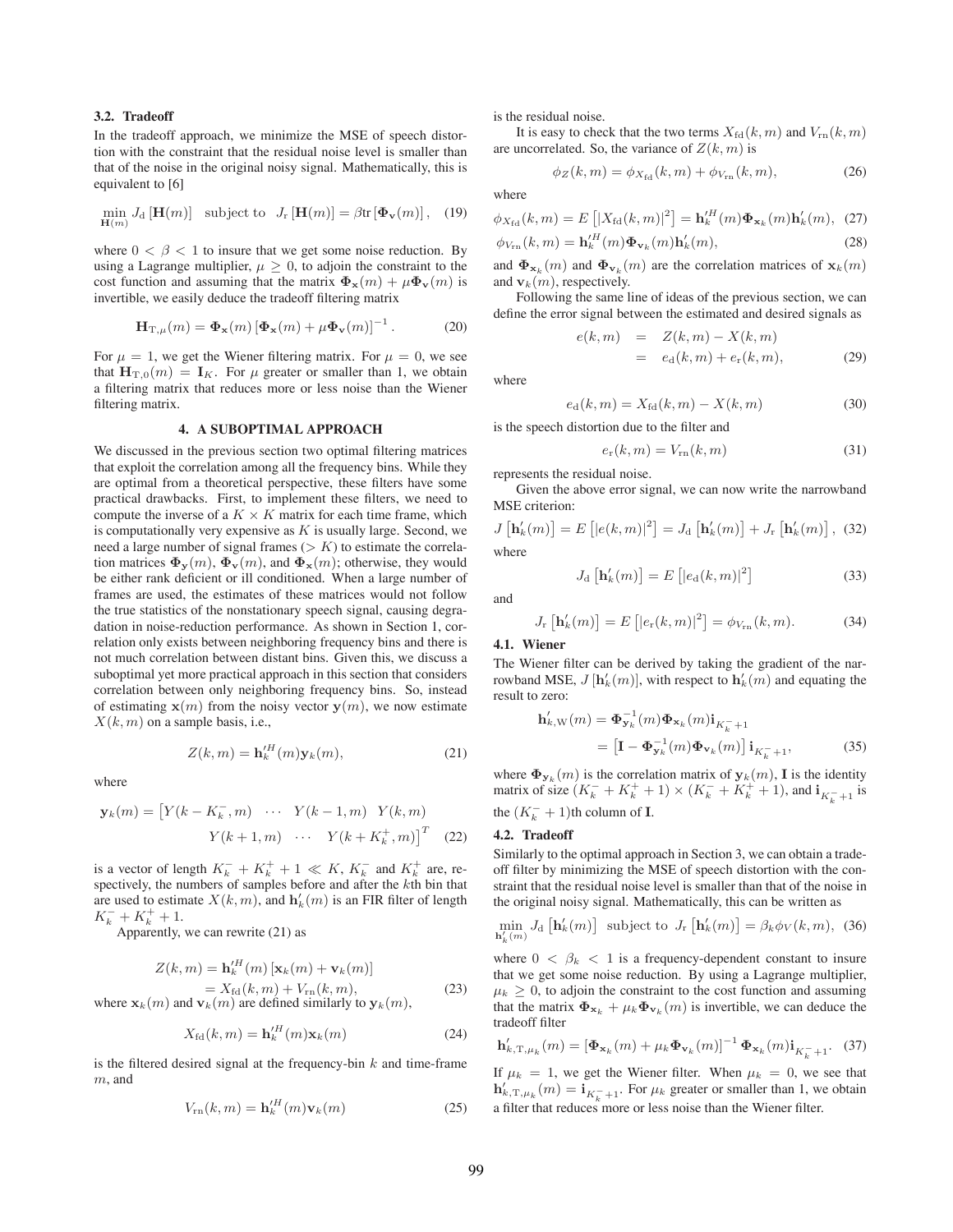### 3.2. Tradeoff

In the tradeoff approach, we minimize the MSE of speech distortion with the constraint that the residual noise level is smaller than that of the noise in the original noisy signal. Mathematically, this is equivalent to [6]

$$\min_{\mathbf{H}(m)} J_{\mathrm{d}}\left[\mathbf{H}(m)\right] \quad \text{subject to} \quad J_{\mathrm{r}}\left[\mathbf{H}(m)\right] = \beta \mathrm{tr}\left[\mathbf{\Phi}_{\mathbf{v}}(m)\right], \quad (19)$$

where $0 < \beta < 1$ to insure that we get some noise reduction. By using a Lagrange multiplier, $\mu \geq 0$, to adjoin the constraint to the cost function and assuming that the matrix $\mathbf{\Phi}_{\mathbf{x}}(m) + \mu \mathbf{\Phi}_{\mathbf{v}}(m)$ is invertible, we easily deduce the tradeoff filtering matrix

$$\mathbf{H}_{\mathrm{T},\mu}(m) = \mathbf{\Phi}_{\mathbf{x}}(m)\left[\mathbf{\Phi}_{\mathbf{x}}(m) + \mu \mathbf{\Phi}_{\mathbf{v}}(m)\right]^{-1}. \quad (20)$$

For $\mu = 1$, we get the Wiener filtering matrix. For $\mu = 0$, we see that $\mathbf{H}_{\mathrm{T},0}(m) = \mathbf{I}_K$. For $\mu$ greater or smaller than 1, we obtain a filtering matrix that reduces more or less noise than the Wiener filtering matrix.

## 4. A SUBOPTIMAL APPROACH

We discussed in the previous section two optimal filtering matrices that exploit the correlation among all the frequency bins. While they are optimal from a theoretical perspective, these filters have some practical drawbacks. First, to implement these filters, we need to compute the inverse of a $K \times K$ matrix for each time frame, which is computationally very expensive as $K$ is usually large. Second, we need a large number of signal frames ($> K$) to estimate the correlation matrices $\mathbf{\Phi}_{\mathbf{y}}(m)$, $\mathbf{\Phi}_{\mathbf{v}}(m)$, and $\mathbf{\Phi}_{\mathbf{x}}(m)$; otherwise, they would be either rank deficient or ill conditioned. When a large number of frames are used, the estimates of these matrices would not follow the true statistics of the nonstationary speech signal, causing degradation in noise-reduction performance. As shown in Section 1, correlation only exists between neighboring frequency bins and there is not much correlation between distant bins. Given this, we discuss a suboptimal yet more practical approach in this section that considers correlation between only neighboring frequency bins. So, instead of estimating $\mathbf{x}(m)$ from the noisy vector $\mathbf{y}(m)$, we now estimate $X(k,m)$ on a sample basis, i.e.,

$$Z(k,m) = \mathbf{h}_k'^H(m)\mathbf{y}_k(m), \quad (21)$$

where

$$\mathbf{y}_k(m) = \begin{bmatrix} Y(k-K_k^-,m) & \cdots & Y(k-1,m) & Y(k,m) \end{bmatrix.$$
$$\begin{bmatrix} Y(k+1,m) & \cdots & Y(k+K_k^+,m) \end{bmatrix}^T \quad (22)$$

is a vector of length $K_k^- + K_k^+ + 1 \ll K$, $K_k^-$ and $K_k^+$ are, respectively, the numbers of samples before and after the $k$th bin that are used to estimate $X(k,m)$, and $\mathbf{h}_k'(m)$ is an FIR filter of length $K_k^- + K_k^+ + 1$.

Apparently, we can rewrite (21) as

$$\begin{aligned} Z(k,m) &= \mathbf{h}_k'^H(m)\left[\mathbf{x}_k(m) + \mathbf{v}_k(m)\right] \\ &= X_{\mathrm{fd}}(k,m) + V_{\mathrm{rn}}(k,m), \end{aligned} \quad (23)$$

where $\mathbf{x}_k(m)$ and $\mathbf{v}_k(m)$ are defined similarly to $\mathbf{y}_k(m)$,

$$X_{\mathrm{fd}}(k,m) = \mathbf{h}_k'^H(m)\mathbf{x}_k(m) \quad (24)$$

is the filtered desired signal at the frequency-bin $k$ and time-frame $m$, and

$$V_{\mathrm{rn}}(k,m) = \mathbf{h}_k'^H(m)\mathbf{v}_k(m) \quad (25)$$

is the residual noise.

It is easy to check that the two terms $X_{\mathrm{fd}}(k,m)$ and $V_{\mathrm{rn}}(k,m)$ are uncorrelated. So, the variance of $Z(k,m)$ is

$$\phi_Z(k,m) = \phi_{X_{\mathrm{fd}}}(k,m) + \phi_{V_{\mathrm{rn}}}(k,m), \quad (26)$$

where

$$\phi_{X_{\mathrm{fd}}}(k,m) = E\left[|X_{\mathrm{fd}}(k,m)|^2\right] = \mathbf{h}_k'^H(m)\mathbf{\Phi}_{\mathbf{x}_k}(m)\mathbf{h}_k'(m), \quad (27)$$

$$\phi_{V_{\mathrm{rn}}}(k,m) = \mathbf{h}_k'^H(m)\mathbf{\Phi}_{\mathbf{v}_k}(m)\mathbf{h}_k'(m), \quad (28)$$

and $\mathbf{\Phi}_{\mathbf{x}_k}(m)$ and $\mathbf{\Phi}_{\mathbf{v}_k}(m)$ are the correlation matrices of $\mathbf{x}_k(m)$ and $\mathbf{v}_k(m)$, respectively.

Following the same line of ideas of the previous section, we can define the error signal between the estimated and desired signals as

$$\begin{aligned} e(k,m) &= Z(k,m) - X(k,m) \\ &= e_{\mathrm{d}}(k,m) + e_{\mathrm{r}}(k,m), \end{aligned} \quad (29)$$

where

$$e_{\mathrm{d}}(k,m) = X_{\mathrm{fd}}(k,m) - X(k,m) \quad (30)$$

is the speech distortion due to the filter and

$$e_{\mathrm{r}}(k,m) = V_{\mathrm{rn}}(k,m) \quad (31)$$

represents the residual noise.

Given the above error signal, we can now write the narrowband MSE criterion:

$$J\left[\mathbf{h}_k'(m)\right] = E\left[|e(k,m)|^2\right] = J_{\mathrm{d}}\left[\mathbf{h}_k'(m)\right] + J_{\mathrm{r}}\left[\mathbf{h}_k'(m)\right], \quad (32)$$

where

$$J_{\mathrm{d}}\left[\mathbf{h}_k'(m)\right] = E\left[|e_{\mathrm{d}}(k,m)|^2\right] \quad (33)$$

and

$$J_{\mathrm{r}}\left[\mathbf{h}_k'(m)\right] = E\left[|e_{\mathrm{r}}(k,m)|^2\right] = \phi_{V_{\mathrm{rn}}}(k,m). \quad (34)$$

### 4.1. Wiener

The Wiener filter can be derived by taking the gradient of the narrowband MSE, $J[\mathbf{h}_k'(m)]$, with respect to $\mathbf{h}_k'(m)$ and equating the result to zero:

$$\begin{aligned} \mathbf{h}_{k,\mathrm{W}}'(m) &= \mathbf{\Phi}_{\mathbf{y}_k}^{-1}(m)\mathbf{\Phi}_{\mathbf{x}_k}(m)\mathbf{i}_{K_k^-+1} \\ &= \left[\mathbf{I} - \mathbf{\Phi}_{\mathbf{y}_k}^{-1}(m)\mathbf{\Phi}_{\mathbf{v}_k}(m)\right]\mathbf{i}_{K_k^-+1}, \end{aligned} \quad (35)$$

where $\mathbf{\Phi}_{\mathbf{y}_k}(m)$ is the correlation matrix of $\mathbf{y}_k(m)$, $\mathbf{I}$ is the identity matrix of size $(K_k^- + K_k^+ + 1) \times (K_k^- + K_k^+ + 1)$, and $\mathbf{i}_{K_k^-+1}$ is the $(K_k^- + 1)$th column of $\mathbf{I}$.

### 4.2. Tradeoff

Similarly to the optimal approach in Section 3, we can obtain a tradeoff filter by minimizing the MSE of speech distortion with the constraint that the residual noise level is smaller than that of the noise in the original noisy signal. Mathematically, this can be written as

$$\min_{\mathbf{h}_k'(m)} J_{\mathrm{d}}\left[\mathbf{h}_k'(m)\right] \quad \text{subject to} \quad J_{\mathrm{r}}\left[\mathbf{h}_k'(m)\right] = \beta_k \phi_V(k,m), \quad (36)$$

where $0 < \beta_k < 1$ is a frequency-dependent constant to insure that we get some noise reduction. By using a Lagrange multiplier, $\mu_k \geq 0$, to adjoin the constraint to the cost function and assuming that the matrix $\mathbf{\Phi}_{\mathbf{x}_k} + \mu_k \mathbf{\Phi}_{\mathbf{v}_k}(m)$ is invertible, we can deduce the tradeoff filter

$$\mathbf{h}_{k,\mathrm{T},\mu_k}'(m) = \left[\mathbf{\Phi}_{\mathbf{x}_k}(m) + \mu_k \mathbf{\Phi}_{\mathbf{v}_k}(m)\right]^{-1}\mathbf{\Phi}_{\mathbf{x}_k}(m)\mathbf{i}_{K_k^-+1}. \quad (37)$$

If $\mu_k = 1$, we get the Wiener filter. When $\mu_k = 0$, we see that $\mathbf{h}_{k,\mathrm{T},\mu_k}'(m) = \mathbf{i}_{K_k^-+1}$. For $\mu_k$ greater or smaller than 1, we obtain a filter that reduces more or less noise than the Wiener filter.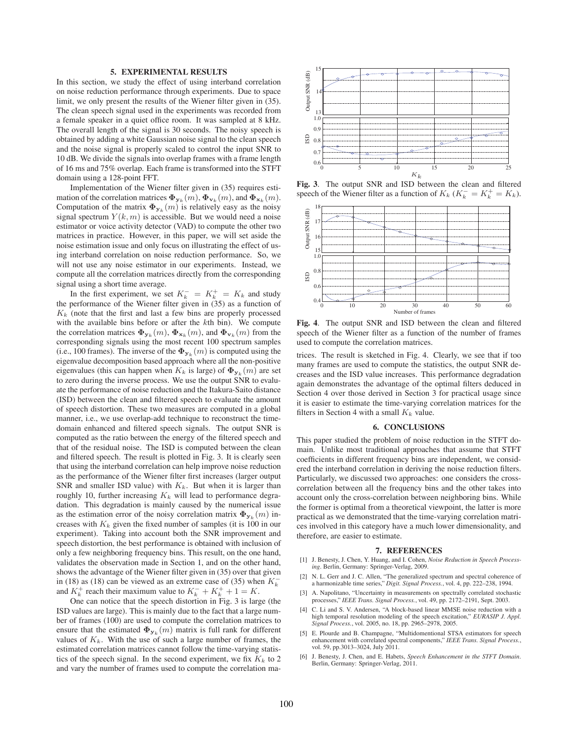## 5. EXPERIMENTAL RESULTS

In this section, we study the effect of using interband correlation on noise reduction performance through experiments. Due to space limit, we only present the results of the Wiener filter given in (35). The clean speech signal used in the experiments was recorded from a female speaker in a quiet office room. It was sampled at 8 kHz. The overall length of the signal is 30 seconds. The noisy speech is obtained by adding a white Gaussian noise signal to the clean speech and the noise signal is properly scaled to control the input SNR to 10 dB. We divide the signals into overlap frames with a frame length of 16 ms and 75% overlap. Each frame is transformed into the STFT domain using a 128-point FFT.

Implementation of the Wiener filter given in (35) requires estimation of the correlation matrices $\mathbf{\Phi}_{\mathbf{y}_k}(m)$, $\mathbf{\Phi}_{\mathbf{v}_k}(m)$, and $\mathbf{\Phi}_{\mathbf{x}_k}(m)$. Computation of the matrix $\mathbf{\Phi}_{\mathbf{y}_k}(m)$ is relatively easy as the noisy signal spectrum $Y(k, m)$ is accessible. But we would need a noise estimator or voice activity detector (VAD) to compute the other two matrices in practice. However, in this paper, we will set aside the noise estimation issue and only focus on illustrating the effect of using interband correlation on noise reduction performance. So, we will not use any noise estimator in our experiments. Instead, we compute all the correlation matrices directly from the corresponding signal using a short time average.

In the first experiment, we set $K_k^- = K_k^+ = K_k$ and study the performance of the Wiener filter given in (35) as a function of $K_k$ (note that the first and last a few bins are properly processed with the available bins before or after the $k$th bin). We compute the correlation matrices $\mathbf{\Phi}_{\mathbf{y}_k}(m)$, $\mathbf{\Phi}_{\mathbf{x}_k}(m)$, and $\mathbf{\Phi}_{\mathbf{v}_k}(m)$ from the corresponding signals using the most recent 100 spectrum samples (i.e., 100 frames). The inverse of the $\mathbf{\Phi}_{\mathbf{y}_k}(m)$ is computed using the eigenvalue decomposition based approach where all the non-positive eigenvalues (this can happen when $K_k$ is large) of $\mathbf{\Phi}_{\mathbf{y}_k}(m)$ are set to zero during the inverse process. We use the output SNR to evaluate the performance of noise reduction and the Itakura-Saito distance (ISD) between the clean and filtered speech to evaluate the amount of speech distortion. These two measures are computed in a global manner, i.e., we use overlap-add technique to reconstruct the time-domain enhanced and filtered speech signals. The output SNR is computed as the ratio between the energy of the filtered speech and that of the residual noise. The ISD is computed between the clean and filtered speech. The result is plotted in Fig. 3. It is clearly seen that using the interband correlation can help improve noise reduction as the performance of the Wiener filter first increases (larger output SNR and smaller ISD value) with $K_k$. But when it is larger than roughly 10, further increasing $K_k$ will lead to performance degradation. This degradation is mainly caused by the numerical issue as the estimation error of the noisy correlation matrix $\mathbf{\Phi}_{\mathbf{y}_k}(m)$ increases with $K_k$ given the fixed number of samples (it is 100 in our experiment). Taking into account both the SNR improvement and speech distortion, the best performance is obtained with inclusion of only a few neighboring frequency bins. This result, on the one hand, validates the observation made in Section 1, and on the other hand, shows the advantage of the Wiener filter given in (35) over that given in (18) as (18) can be viewed as an extreme case of (35) when $K_k^-$ and $K_k^+$ reach their maximum value to $K_k^- + K_k^+ + 1 = K$.

One can notice that the speech distortion in Fig. 3 is large (the ISD values are large). This is mainly due to the fact that a large number of frames (100) are used to compute the correlation matrices to ensure that the estimated $\mathbf{\Phi}_{\mathbf{y}_k}(m)$ matrix is full rank for different values of $K_k$. With the use of such a large number of frames, the estimated correlation matrices cannot follow the time-varying statistics of the speech signal. In the second experiment, we fix $K_k$ to 2 and vary the number of frames used to compute the correlation matrices. The result is sketched in Fig. 4. Clearly, we see that if too many frames are used to compute the statistics, the output SNR decreases and the ISD value increases. This performance degradation again demonstrates the advantage of the optimal filters deduced in Section 4 over those derived in Section 3 for practical usage since it is easier to estimate the time-varying correlation matrices for the filters in Section 4 with a small $K_k$ value.

Output SNR (dB)
15
14
13
ISD
1.0
0.9
0.8
0.7
0.6
0 5 10 15 20 25
$K_k$

**Fig. 3**. The output SNR and ISD between the clean and filtered speech of the Wiener filter as a function of $K_k$ ($K_k^- = K_k^+ = K_k$).

Output SNR (dB)
18
17
16
15
ISD
1.0
0.8
0.6
0.4
0 10 20 30 40 50 60
Number of frames

**Fig. 4**. The output SNR and ISD between the clean and filtered speech of the Wiener filter as a function of the number of frames used to compute the correlation matrices.

## 6. CONCLUSIONS

This paper studied the problem of noise reduction in the STFT domain. Unlike most traditional approaches that assume that STFT coefficients in different frequency bins are independent, we considered the interband correlation in deriving the noise reduction filters. Particularly, we discussed two approaches: one considers the cross-correlation between all the frequency bins and the other takes into account only the cross-correlation between neighboring bins. While the former is optimal from a theoretical viewpoint, the latter is more practical as we demonstrated that the time-varying correlation matrices involved in this category have a much lower dimensionality, and therefore, are easier to estimate.

## 7. REFERENCES

[1] J. Benesty, J. Chen, Y. Huang, and I. Cohen, *Noise Reduction in Speech Processing*. Berlin, Germany: Springer-Verlag, 2009.

[2] N. L. Gerr and J. C. Allen, "The generalized spectrum and spectral coherence of a harmonizable time series," *Digit. Signal Process.*, vol. 4, pp. 222–238, 1994.

[3] A. Napolitano, "Uncertainty in measurements on spectrally correlated stochastic processes," *IEEE Trans. Signal Process.*, vol. 49, pp. 2172–2191, Sept. 2003.

[4] C. Li and S. V. Andersen, "A block-based linear MMSE noise reduction with a high temporal resolution modeling of the speech excitation," *EURASIP J. Appl. Signal Process.*, vol. 2005, no. 18, pp. 2965–2978, 2005.

[5] E. Plourde and B. Champagne, "Multidomentional STSA estimators for speech enhancement with correlated spectral components," *IEEE Trans. Signal Process.*, vol. 59, pp.3013–3024, July 2011.

[6] J. Benesty, J. Chen, and E. Habets, *Speech Enhancement in the STFT Domain*. Berlin, Germany: Springer-Verlag, 2011.